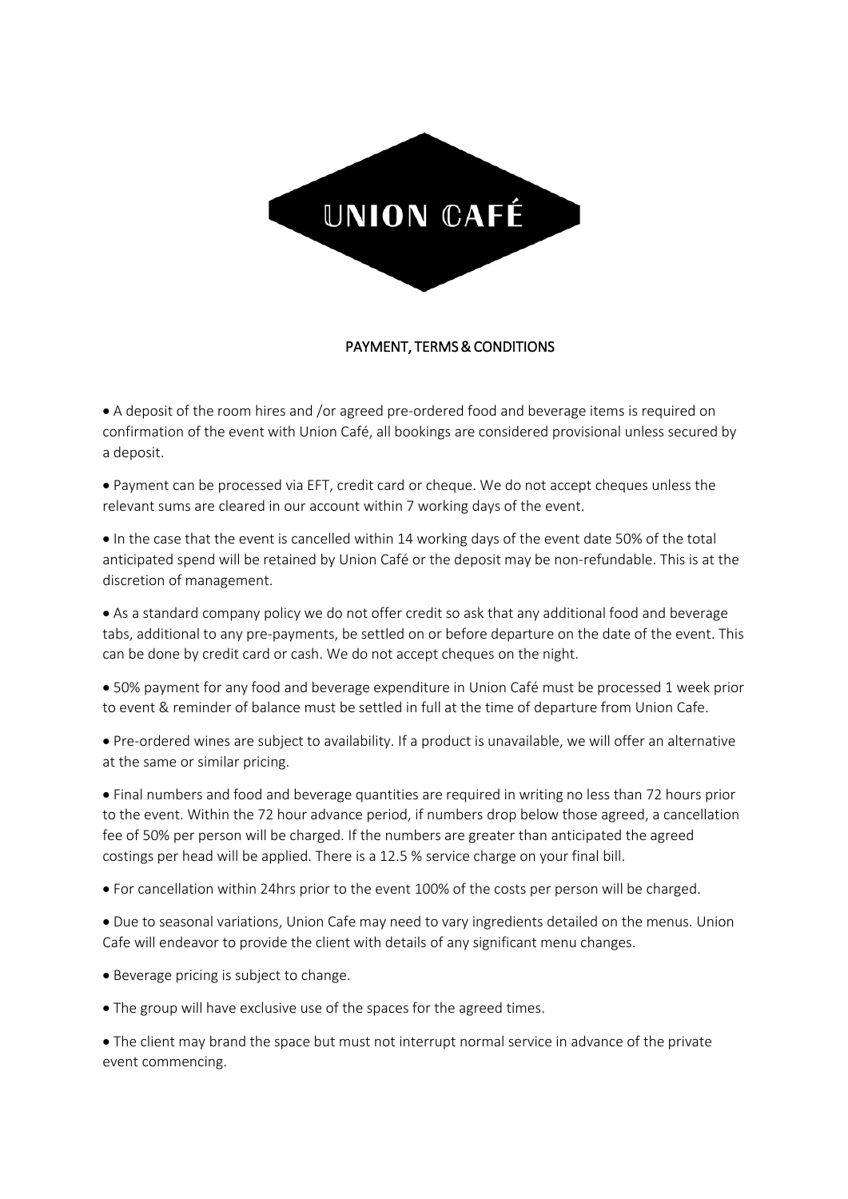# UNION CAFÉ

## PAYMENT, TERMS & CONDITIONS

- A deposit of the room hires and /or agreed pre-ordered food and beverage items is required on confirmation of the event with Union Café, all bookings are considered provisional unless secured by a deposit.
- Payment can be processed via EFT, credit card or cheque. We do not accept cheques unless the relevant sums are cleared in our account within 7 working days of the event.
- In the case that the event is cancelled within 14 working days of the event date 50% of the total anticipated spend will be retained by Union Café or the deposit may be non-refundable. This is at the discretion of management.
- As a standard company policy we do not offer credit so ask that any additional food and beverage tabs, additional to any pre-payments, be settled on or before departure on the date of the event. This can be done by credit card or cash. We do not accept cheques on the night.
- 50% payment for any food and beverage expenditure in Union Café must be processed 1 week prior to event & reminder of balance must be settled in full at the time of departure from Union Cafe.
- Pre-ordered wines are subject to availability. If a product is unavailable, we will offer an alternative at the same or similar pricing.
- Final numbers and food and beverage quantities are required in writing no less than 72 hours prior to the event. Within the 72 hour advance period, if numbers drop below those agreed, a cancellation fee of 50% per person will be charged. If the numbers are greater than anticipated the agreed costings per head will be applied. There is a 12.5 % service charge on your final bill.
- For cancellation within 24hrs prior to the event 100% of the costs per person will be charged.
- Due to seasonal variations, Union Cafe may need to vary ingredients detailed on the menus. Union Cafe will endeavor to provide the client with details of any significant menu changes.
- Beverage pricing is subject to change.
- The group will have exclusive use of the spaces for the agreed times.
- The client may brand the space but must not interrupt normal service in advance of the private event commencing.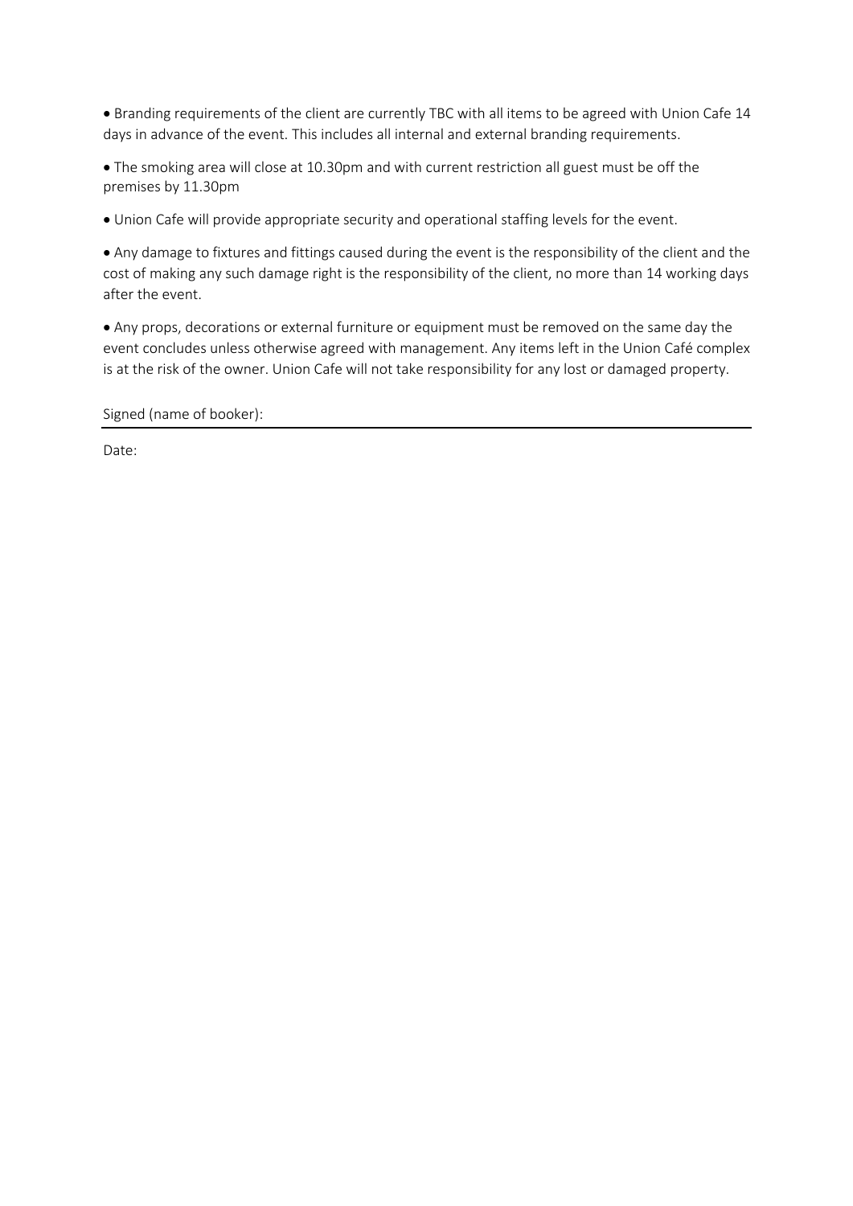- Branding requirements of the client are currently TBC with all items to be agreed with Union Cafe 14 days in advance of the event. This includes all internal and external branding requirements.

- The smoking area will close at 10.30pm and with current restriction all guest must be off the premises by 11.30pm

- Union Cafe will provide appropriate security and operational staffing levels for the event.

- Any damage to fixtures and fittings caused during the event is the responsibility of the client and the cost of making any such damage right is the responsibility of the client, no more than 14 working days after the event.

- Any props, decorations or external furniture or equipment must be removed on the same day the event concludes unless otherwise agreed with management. Any items left in the Union Café complex is at the risk of the owner. Union Cafe will not take responsibility for any lost or damaged property.

Signed (name of booker):

---

Date: